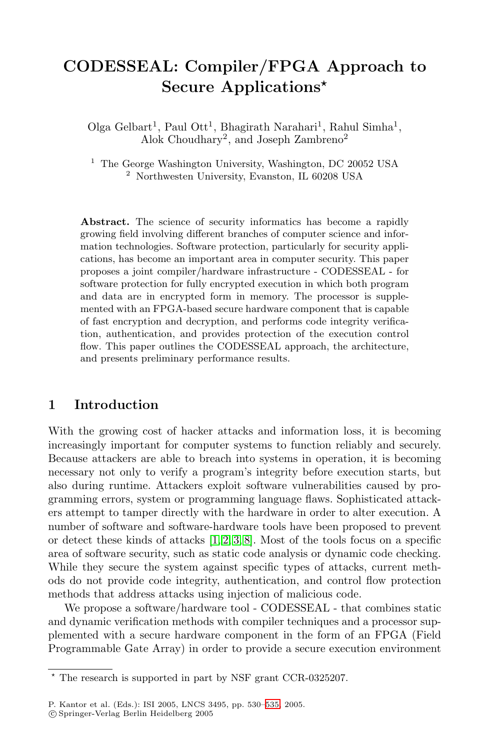# CODESSEAL: Compiler/FPGA Approach to Secure Applications*

Olga Gelbart[1], Paul Ott[1], Bhagirath Narahari[1], Rahul Simha[1], Alok Choudhary[2], and Joseph Zambreno[2]

[1] The George Washington University, Washington, DC 20052 USA
[2] Northwesten University, Evanston, IL 60208 USA

**Abstract.** The science of security informatics has become a rapidly growing field involving different branches of computer science and information technologies. Software protection, particularly for security applications, has become an important area in computer security. This paper proposes a joint compiler/hardware infrastructure - CODESSEAL - for software protection for fully encrypted execution in which both program and data are in encrypted form in memory. The processor is supplemented with an FPGA-based secure hardware component that is capable of fast encryption and decryption, and performs code integrity verification, authentication, and provides protection of the execution control flow. This paper outlines the CODESSEAL approach, the architecture, and presents preliminary performance results.

## 1 Introduction

With the growing cost of hacker attacks and information loss, it is becoming increasingly important for computer systems to function reliably and securely. Because attackers are able to breach into systems in operation, it is becoming necessary not only to verify a program's integrity before execution starts, but also during runtime. Attackers exploit software vulnerabilities caused by programming errors, system or programming language flaws. Sophisticated attackers attempt to tamper directly with the hardware in order to alter execution. A number of software and software-hardware tools have been proposed to prevent or detect these kinds of attacks [1,2,3,8]. Most of the tools focus on a specific area of software security, such as static code analysis or dynamic code checking. While they secure the system against specific types of attacks, current methods do not provide code integrity, authentication, and control flow protection methods that address attacks using injection of malicious code.

We propose a software/hardware tool - CODESSEAL - that combines static and dynamic verification methods with compiler techniques and a processor supplemented with a secure hardware component in the form of an FPGA (Field Programmable Gate Array) in order to provide a secure execution environment

* The research is supported in part by NSF grant CCR-0325207.

P. Kantor et al. (Eds.): ISI 2005, LNCS 3495, pp. 530–535, 2005.
© Springer-Verlag Berlin Heidelberg 2005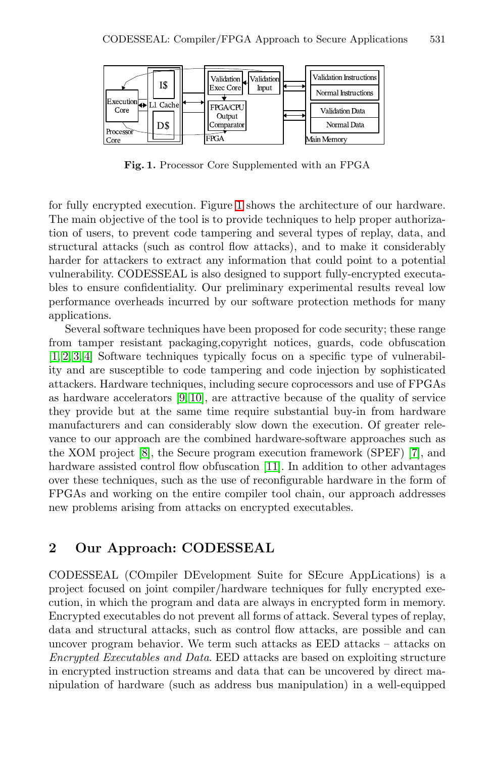Fig. 1. Processor Core Supplemented with an FPGA

for fully encrypted execution. Figure 1 shows the architecture of our hardware. The main objective of the tool is to provide techniques to help proper authorization of users, to prevent code tampering and several types of replay, data, and structural attacks (such as control flow attacks), and to make it considerably harder for attackers to extract any information that could point to a potential vulnerability. CODESSEAL is also designed to support fully-encrypted executables to ensure confidentiality. Our preliminary experimental results reveal low performance overheads incurred by our software protection methods for many applications.

Several software techniques have been proposed for code security; these range from tamper resistant packaging,copyright notices, guards, code obfuscation [1,2,3,4] Software techniques typically focus on a specific type of vulnerability and are susceptible to code tampering and code injection by sophisticated attackers. Hardware techniques, including secure coprocessors and use of FPGAs as hardware accelerators [9,10], are attractive because of the quality of service they provide but at the same time require substantial buy-in from hardware manufacturers and can considerably slow down the execution. Of greater relevance to our approach are the combined hardware-software approaches such as the XOM project [8], the Secure program execution framework (SPEF) [7], and hardware assisted control flow obfuscation [11]. In addition to other advantages over these techniques, such as the use of reconfigurable hardware in the form of FPGAs and working on the entire compiler tool chain, our approach addresses new problems arising from attacks on encrypted executables.

## 2 Our Approach: CODESSEAL

CODESSEAL (COmpiler DEvelopment Suite for SEcure AppLications) is a project focused on joint compiler/hardware techniques for fully encrypted execution, in which the program and data are always in encrypted form in memory. Encrypted executables do not prevent all forms of attack. Several types of replay, data and structural attacks, such as control flow attacks, are possible and can uncover program behavior. We term such attacks as EED attacks – attacks on *Encrypted Executables and Data*. EED attacks are based on exploiting structure in encrypted instruction streams and data that can be uncovered by direct manipulation of hardware (such as address bus manipulation) in a well-equipped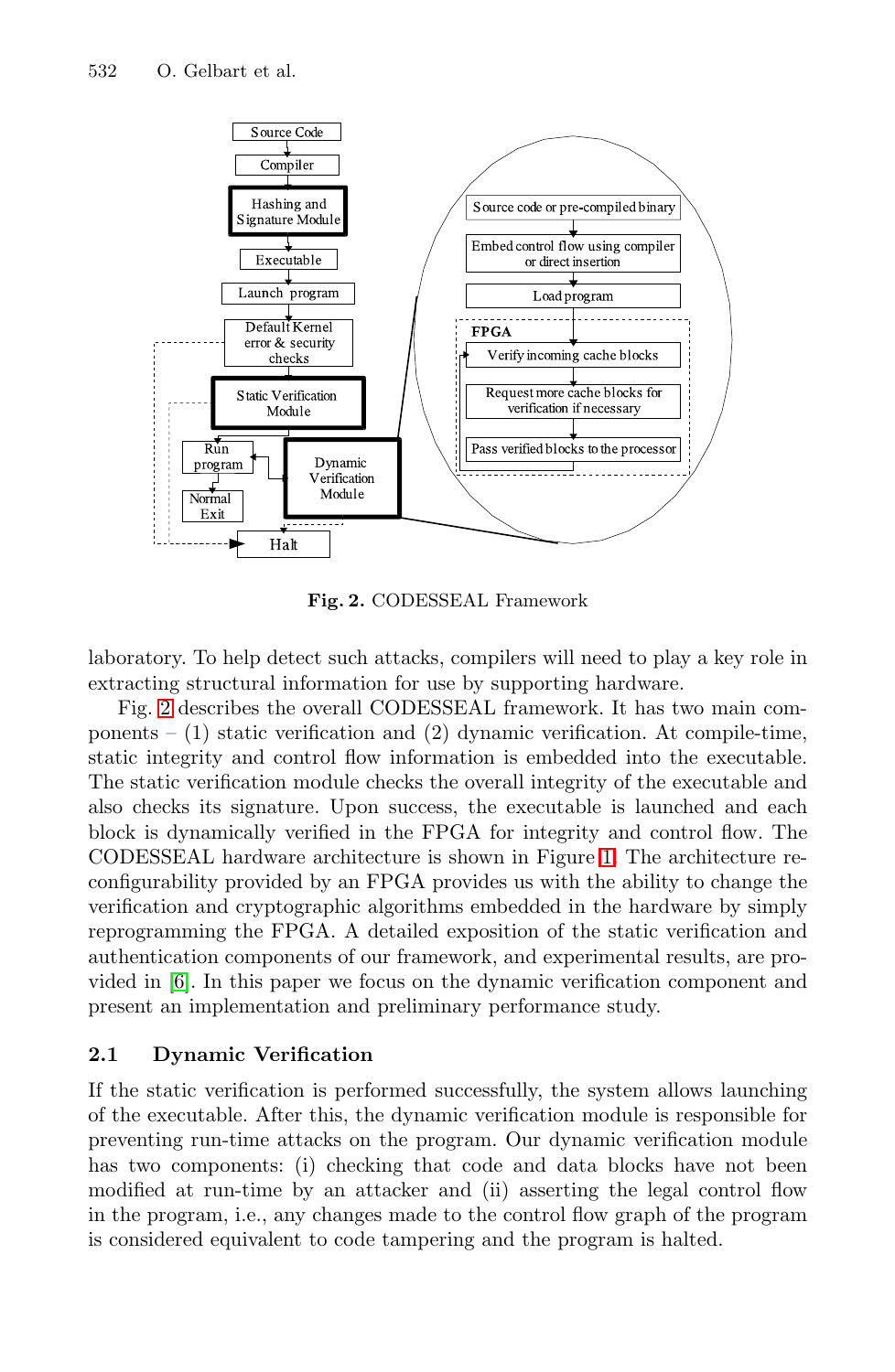**Fig. 2.** CODESSEAL Framework

laboratory. To help detect such attacks, compilers will need to play a key role in extracting structural information for use by supporting hardware.

Fig. 2 describes the overall CODESSEAL framework. It has two main components – (1) static verification and (2) dynamic verification. At compile-time, static integrity and control flow information is embedded into the executable. The static verification module checks the overall integrity of the executable and also checks its signature. Upon success, the executable is launched and each block is dynamically verified in the FPGA for integrity and control flow. The CODESSEAL hardware architecture is shown in Figure 1. The architecture reconfigurability provided by an FPGA provides us with the ability to change the verification and cryptographic algorithms embedded in the hardware by simply reprogramming the FPGA. A detailed exposition of the static verification and authentication components of our framework, and experimental results, are provided in [6]. In this paper we focus on the dynamic verification component and present an implementation and preliminary performance study.

### 2.1 Dynamic Verification

If the static verification is performed successfully, the system allows launching of the executable. After this, the dynamic verification module is responsible for preventing run-time attacks on the program. Our dynamic verification module has two components: (i) checking that code and data blocks have not been modified at run-time by an attacker and (ii) asserting the legal control flow in the program, i.e., any changes made to the control flow graph of the program is considered equivalent to code tampering and the program is halted.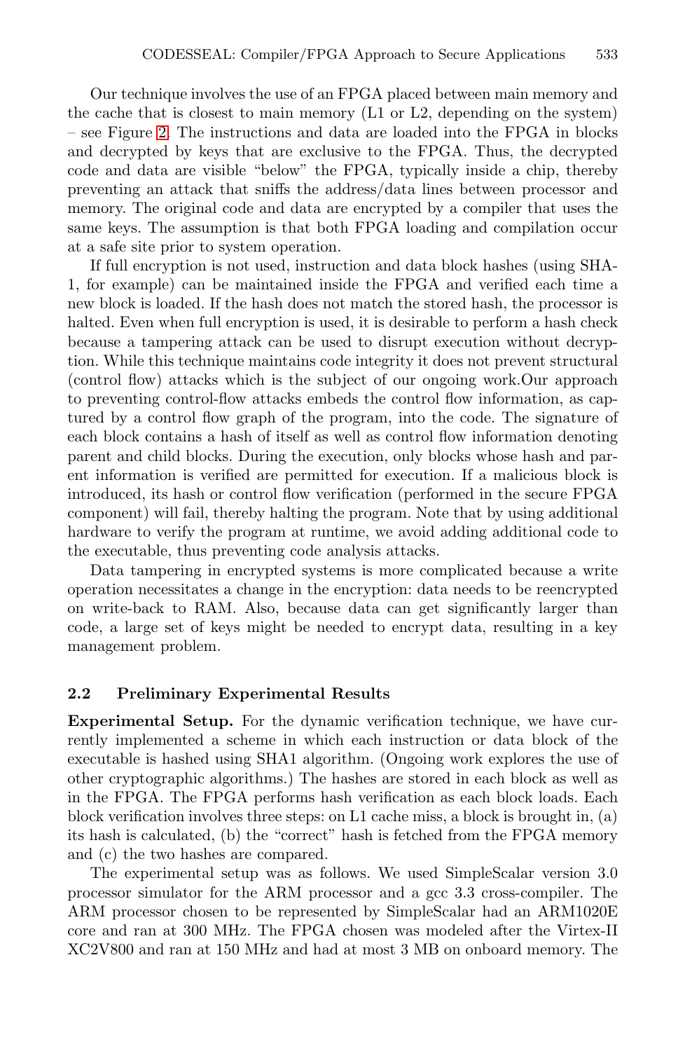Our technique involves the use of an FPGA placed between main memory and the cache that is closest to main memory (L1 or L2, depending on the system) – see Figure 2. The instructions and data are loaded into the FPGA in blocks and decrypted by keys that are exclusive to the FPGA. Thus, the decrypted code and data are visible "below" the FPGA, typically inside a chip, thereby preventing an attack that sniffs the address/data lines between processor and memory. The original code and data are encrypted by a compiler that uses the same keys. The assumption is that both FPGA loading and compilation occur at a safe site prior to system operation.

If full encryption is not used, instruction and data block hashes (using SHA-1, for example) can be maintained inside the FPGA and verified each time a new block is loaded. If the hash does not match the stored hash, the processor is halted. Even when full encryption is used, it is desirable to perform a hash check because a tampering attack can be used to disrupt execution without decryption. While this technique maintains code integrity it does not prevent structural (control flow) attacks which is the subject of our ongoing work.Our approach to preventing control-flow attacks embeds the control flow information, as captured by a control flow graph of the program, into the code. The signature of each block contains a hash of itself as well as control flow information denoting parent and child blocks. During the execution, only blocks whose hash and parent information is verified are permitted for execution. If a malicious block is introduced, its hash or control flow verification (performed in the secure FPGA component) will fail, thereby halting the program. Note that by using additional hardware to verify the program at runtime, we avoid adding additional code to the executable, thus preventing code analysis attacks.

Data tampering in encrypted systems is more complicated because a write operation necessitates a change in the encryption: data needs to be reencrypted on write-back to RAM. Also, because data can get significantly larger than code, a large set of keys might be needed to encrypt data, resulting in a key management problem.

### 2.2 Preliminary Experimental Results

**Experimental Setup.** For the dynamic verification technique, we have currently implemented a scheme in which each instruction or data block of the executable is hashed using SHA1 algorithm. (Ongoing work explores the use of other cryptographic algorithms.) The hashes are stored in each block as well as in the FPGA. The FPGA performs hash verification as each block loads. Each block verification involves three steps: on L1 cache miss, a block is brought in, (a) its hash is calculated, (b) the "correct" hash is fetched from the FPGA memory and (c) the two hashes are compared.

The experimental setup was as follows. We used SimpleScalar version 3.0 processor simulator for the ARM processor and a gcc 3.3 cross-compiler. The ARM processor chosen to be represented by SimpleScalar had an ARM1020E core and ran at 300 MHz. The FPGA chosen was modeled after the Virtex-II XC2V800 and ran at 150 MHz and had at most 3 MB on onboard memory. The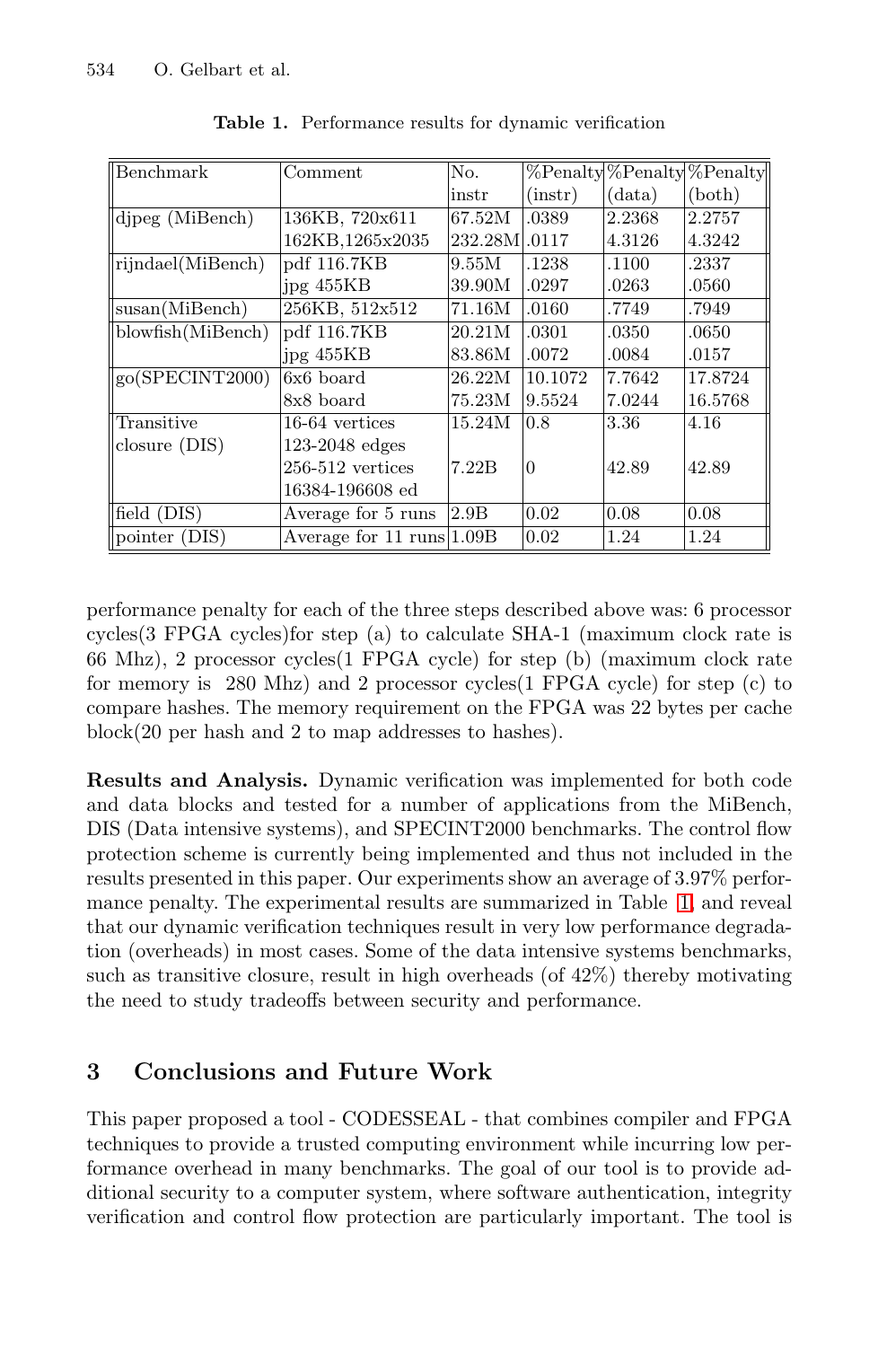Table 1. Performance results for dynamic verification

| Benchmark | Comment | No. instr | %Penalty (instr) | %Penalty (data) | %Penalty (both) |
|---|---|---|---|---|---|
| djpeg (MiBench) | 136KB, 720x611 | 67.52M | .0389 | 2.2368 | 2.2757 |
| | 162KB,1265x2035 | 232.28M | .0117 | 4.3126 | 4.3242 |
| rijndael(MiBench) | pdf 116.7KB | 9.55M | .1238 | .1100 | .2337 |
| | jpg 455KB | 39.90M | .0297 | .0263 | .0560 |
| susan(MiBench) | 256KB, 512x512 | 71.16M | .0160 | .7749 | .7949 |
| blowfish(MiBench) | pdf 116.7KB | 20.21M | .0301 | .0350 | .0650 |
| | jpg 455KB | 83.86M | .0072 | .0084 | .0157 |
| go(SPECINT2000) | 6x6 board | 26.22M | 10.1072 | 7.7642 | 17.8724 |
| | 8x8 board | 75.23M | 9.5524 | 7.0244 | 16.5768 |
| Transitive closure (DIS) | 16-64 vertices 123-2048 edges | 15.24M | 0.8 | 3.36 | 4.16 |
| | 256-512 vertices 16384-196608 ed | 7.22B | 0 | 42.89 | 42.89 |
| field (DIS) | Average for 5 runs | 2.9B | 0.02 | 0.08 | 0.08 |
| pointer (DIS) | Average for 11 runs | 1.09B | 0.02 | 1.24 | 1.24 |

performance penalty for each of the three steps described above was: 6 processor cycles(3 FPGA cycles)for step (a) to calculate SHA-1 (maximum clock rate is 66 Mhz), 2 processor cycles(1 FPGA cycle) for step (b) (maximum clock rate for memory is 280 Mhz) and 2 processor cycles(1 FPGA cycle) for step (c) to compare hashes. The memory requirement on the FPGA was 22 bytes per cache block(20 per hash and 2 to map addresses to hashes).

**Results and Analysis.** Dynamic verification was implemented for both code and data blocks and tested for a number of applications from the MiBench, DIS (Data intensive systems), and SPECINT2000 benchmarks. The control flow protection scheme is currently being implemented and thus not included in the results presented in this paper. Our experiments show an average of 3.97% performance penalty. The experimental results are summarized in Table 1, and reveal that our dynamic verification techniques result in very low performance degradation (overheads) in most cases. Some of the data intensive systems benchmarks, such as transitive closure, result in high overheads (of 42%) thereby motivating the need to study tradeoffs between security and performance.

## 3 Conclusions and Future Work

This paper proposed a tool - CODESSEAL - that combines compiler and FPGA techniques to provide a trusted computing environment while incurring low performance overhead in many benchmarks. The goal of our tool is to provide additional security to a computer system, where software authentication, integrity verification and control flow protection are particularly important. The tool is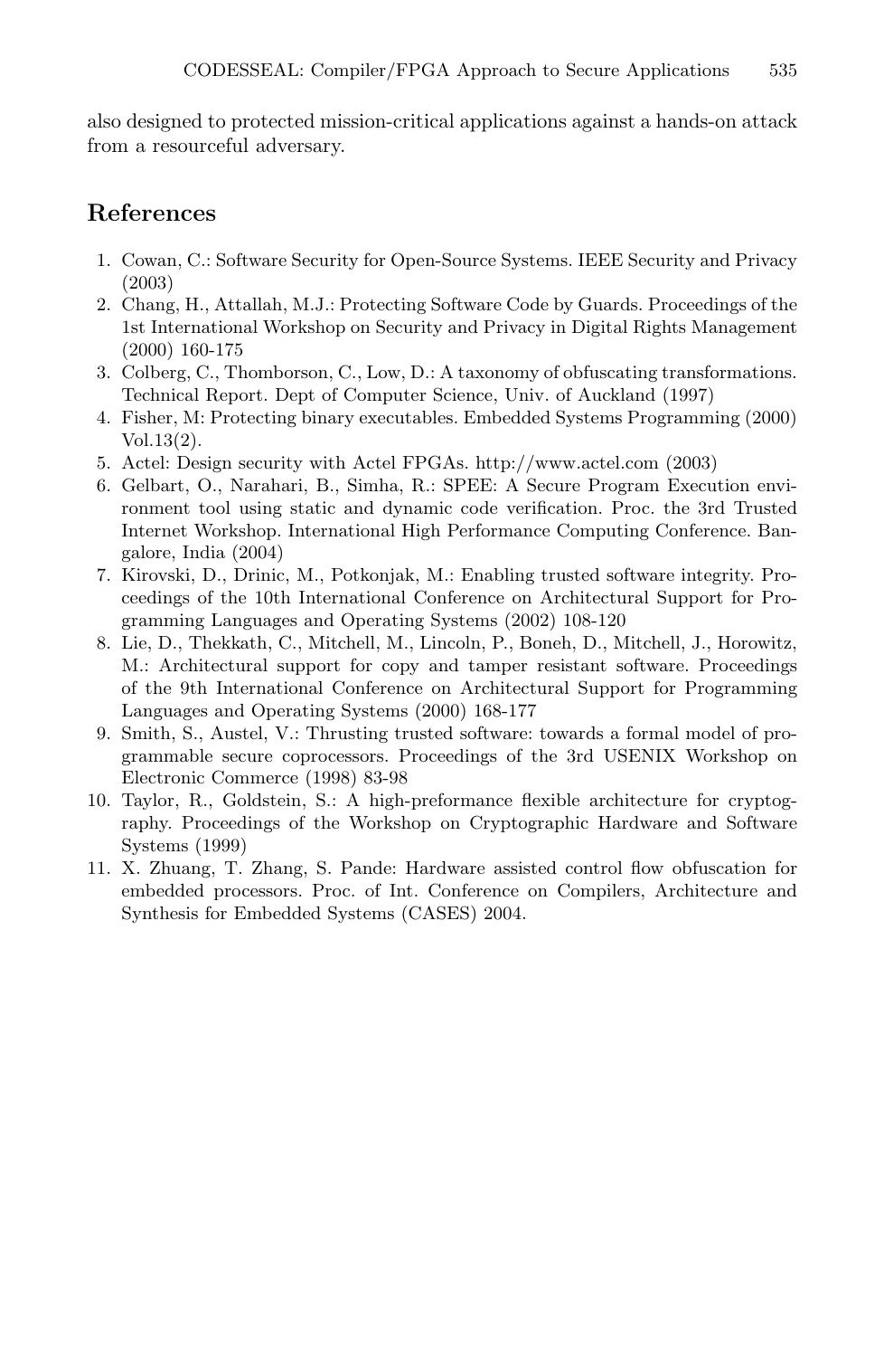also designed to protected mission-critical applications against a hands-on attack from a resourceful adversary.

## References

1. Cowan, C.: Software Security for Open-Source Systems. IEEE Security and Privacy (2003)
2. Chang, H., Attallah, M.J.: Protecting Software Code by Guards. Proceedings of the 1st International Workshop on Security and Privacy in Digital Rights Management (2000) 160-175
3. Colberg, C., Thomborson, C., Low, D.: A taxonomy of obfuscating transformations. Technical Report. Dept of Computer Science, Univ. of Auckland (1997)
4. Fisher, M: Protecting binary executables. Embedded Systems Programming (2000) Vol.13(2).
5. Actel: Design security with Actel FPGAs. http://www.actel.com (2003)
6. Gelbart, O., Narahari, B., Simha, R.: SPEE: A Secure Program Execution environment tool using static and dynamic code verification. Proc. the 3rd Trusted Internet Workshop. International High Performance Computing Conference. Bangalore, India (2004)
7. Kirovski, D., Drinic, M., Potkonjak, M.: Enabling trusted software integrity. Proceedings of the 10th International Conference on Architectural Support for Programming Languages and Operating Systems (2002) 108-120
8. Lie, D., Thekkath, C., Mitchell, M., Lincoln, P., Boneh, D., Mitchell, J., Horowitz, M.: Architectural support for copy and tamper resistant software. Proceedings of the 9th International Conference on Architectural Support for Programming Languages and Operating Systems (2000) 168-177
9. Smith, S., Austel, V.: Thrusting trusted software: towards a formal model of programmable secure coprocessors. Proceedings of the 3rd USENIX Workshop on Electronic Commerce (1998) 83-98
10. Taylor, R., Goldstein, S.: A high-preformance flexible architecture for cryptography. Proceedings of the Workshop on Cryptographic Hardware and Software Systems (1999)
11. X. Zhuang, T. Zhang, S. Pande: Hardware assisted control flow obfuscation for embedded processors. Proc. of Int. Conference on Compilers, Architecture and Synthesis for Embedded Systems (CASES) 2004.